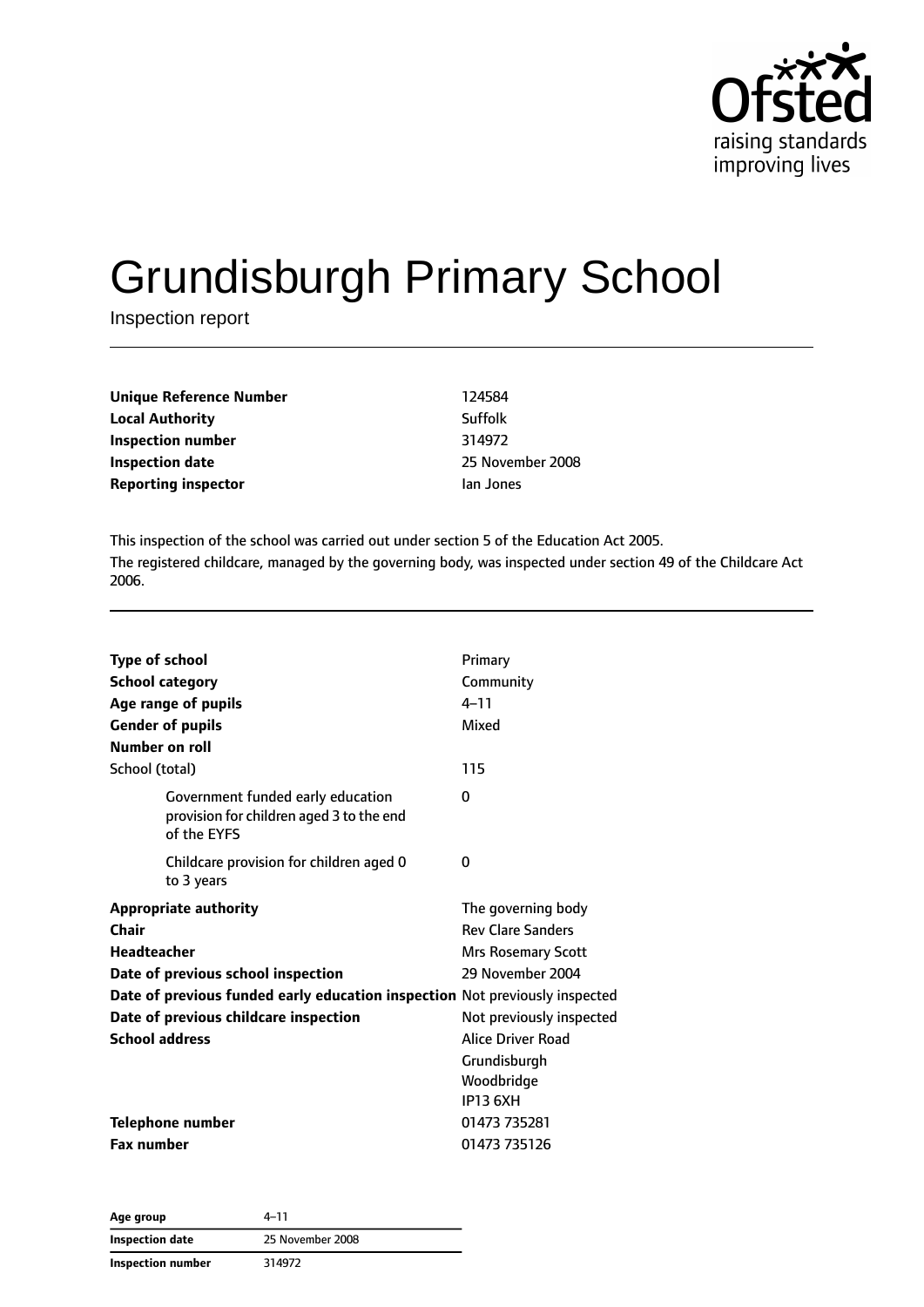Ofsted
raising standards
improving lives

# Grundisburgh Primary School

Inspection report

| | |
|---|---|
| **Unique Reference Number** | 124584 |
| **Local Authority** | Suffolk |
| **Inspection number** | 314972 |
| **Inspection date** | 25 November 2008 |
| **Reporting inspector** | Ian Jones |

This inspection of the school was carried out under section 5 of the Education Act 2005.

The registered childcare, managed by the governing body, was inspected under section 49 of the Childcare Act 2006.

| | |
|---|---|
| **Type of school** | Primary |
| **School category** | Community |
| **Age range of pupils** | 4–11 |
| **Gender of pupils** | Mixed |
| **Number on roll** | |
| School (total) | 115 |
| Government funded early education provision for children aged 3 to the end of the EYFS | 0 |
| Childcare provision for children aged 0 to 3 years | 0 |
| **Appropriate authority** | The governing body |
| **Chair** | Rev Clare Sanders |
| **Headteacher** | Mrs Rosemary Scott |
| **Date of previous school inspection** | 29 November 2004 |
| **Date of previous funded early education inspection** | Not previously inspected |
| **Date of previous childcare inspection** | Not previously inspected |
| **School address** | Alice Driver Road<br>Grundisburgh<br>Woodbridge<br>IP13 6XH |
| **Telephone number** | 01473 735281 |
| **Fax number** | 01473 735126 |

| | |
|---|---|
| **Age group** | 4–11 |
| **Inspection date** | 25 November 2008 |
| **Inspection number** | 314972 |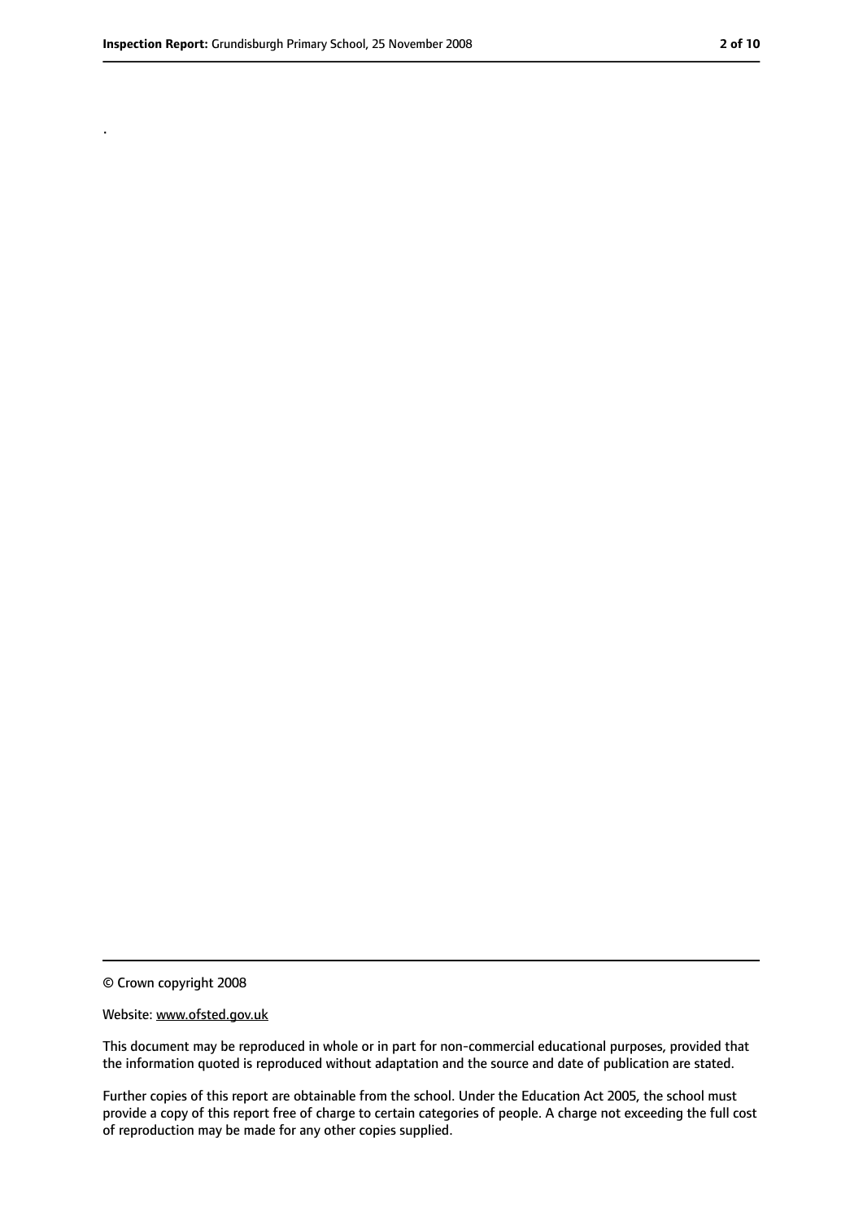.

© Crown copyright 2008

Website: www.ofsted.gov.uk

This document may be reproduced in whole or in part for non-commercial educational purposes, provided that the information quoted is reproduced without adaptation and the source and date of publication are stated.

Further copies of this report are obtainable from the school. Under the Education Act 2005, the school must provide a copy of this report free of charge to certain categories of people. A charge not exceeding the full cost of reproduction may be made for any other copies supplied.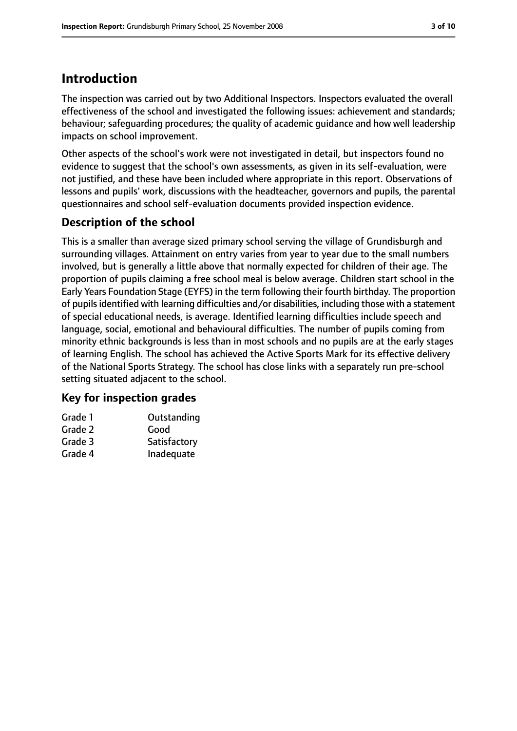# Introduction

The inspection was carried out by two Additional Inspectors. Inspectors evaluated the overall effectiveness of the school and investigated the following issues: achievement and standards; behaviour; safeguarding procedures; the quality of academic guidance and how well leadership impacts on school improvement.

Other aspects of the school's work were not investigated in detail, but inspectors found no evidence to suggest that the school's own assessments, as given in its self-evaluation, were not justified, and these have been included where appropriate in this report. Observations of lessons and pupils' work, discussions with the headteacher, governors and pupils, the parental questionnaires and school self-evaluation documents provided inspection evidence.

## Description of the school

This is a smaller than average sized primary school serving the village of Grundisburgh and surrounding villages. Attainment on entry varies from year to year due to the small numbers involved, but is generally a little above that normally expected for children of their age. The proportion of pupils claiming a free school meal is below average. Children start school in the Early Years Foundation Stage (EYFS) in the term following their fourth birthday. The proportion of pupils identified with learning difficulties and/or disabilities, including those with a statement of special educational needs, is average. Identified learning difficulties include speech and language, social, emotional and behavioural difficulties. The number of pupils coming from minority ethnic backgrounds is less than in most schools and no pupils are at the early stages of learning English. The school has achieved the Active Sports Mark for its effective delivery of the National Sports Strategy. The school has close links with a separately run pre-school setting situated adjacent to the school.

## Key for inspection grades

| | |
|---|---|
| Grade 1 | Outstanding |
| Grade 2 | Good |
| Grade 3 | Satisfactory |
| Grade 4 | Inadequate |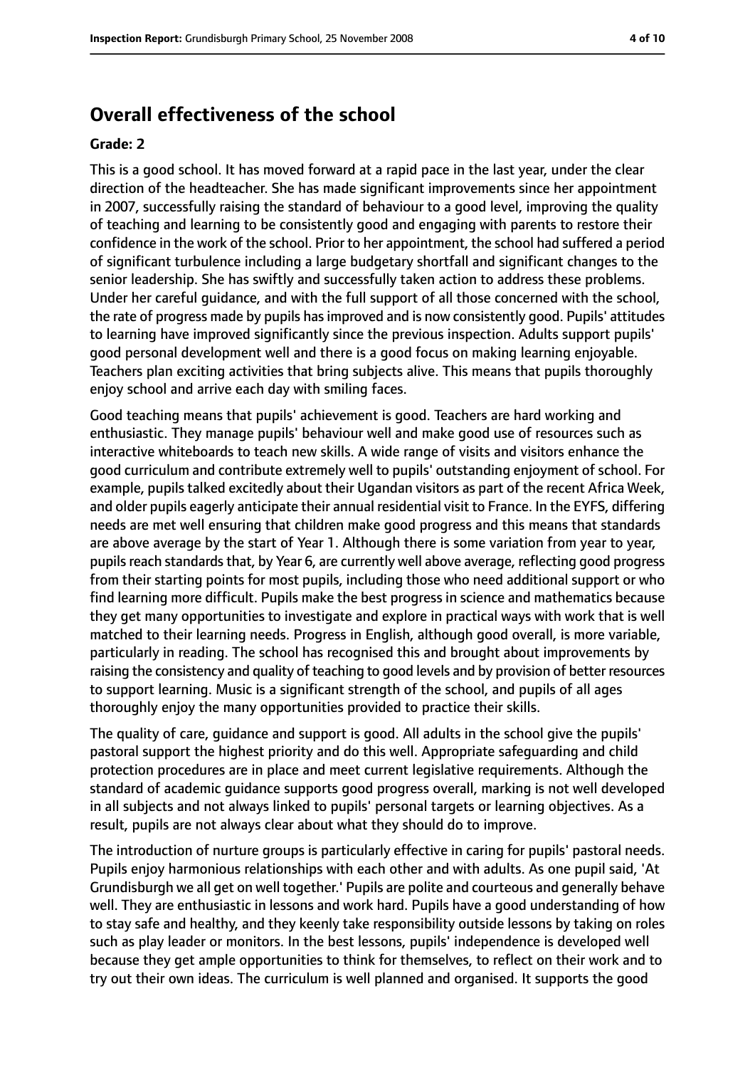## Overall effectiveness of the school

**Grade: 2**

This is a good school. It has moved forward at a rapid pace in the last year, under the clear direction of the headteacher. She has made significant improvements since her appointment in 2007, successfully raising the standard of behaviour to a good level, improving the quality of teaching and learning to be consistently good and engaging with parents to restore their confidence in the work of the school. Prior to her appointment, the school had suffered a period of significant turbulence including a large budgetary shortfall and significant changes to the senior leadership. She has swiftly and successfully taken action to address these problems. Under her careful guidance, and with the full support of all those concerned with the school, the rate of progress made by pupils has improved and is now consistently good. Pupils' attitudes to learning have improved significantly since the previous inspection. Adults support pupils' good personal development well and there is a good focus on making learning enjoyable. Teachers plan exciting activities that bring subjects alive. This means that pupils thoroughly enjoy school and arrive each day with smiling faces.

Good teaching means that pupils' achievement is good. Teachers are hard working and enthusiastic. They manage pupils' behaviour well and make good use of resources such as interactive whiteboards to teach new skills. A wide range of visits and visitors enhance the good curriculum and contribute extremely well to pupils' outstanding enjoyment of school. For example, pupils talked excitedly about their Ugandan visitors as part of the recent Africa Week, and older pupils eagerly anticipate their annual residential visit to France. In the EYFS, differing needs are met well ensuring that children make good progress and this means that standards are above average by the start of Year 1. Although there is some variation from year to year, pupils reach standards that, by Year 6, are currently well above average, reflecting good progress from their starting points for most pupils, including those who need additional support or who find learning more difficult. Pupils make the best progress in science and mathematics because they get many opportunities to investigate and explore in practical ways with work that is well matched to their learning needs. Progress in English, although good overall, is more variable, particularly in reading. The school has recognised this and brought about improvements by raising the consistency and quality of teaching to good levels and by provision of better resources to support learning. Music is a significant strength of the school, and pupils of all ages thoroughly enjoy the many opportunities provided to practice their skills.

The quality of care, guidance and support is good. All adults in the school give the pupils' pastoral support the highest priority and do this well. Appropriate safeguarding and child protection procedures are in place and meet current legislative requirements. Although the standard of academic guidance supports good progress overall, marking is not well developed in all subjects and not always linked to pupils' personal targets or learning objectives. As a result, pupils are not always clear about what they should do to improve.

The introduction of nurture groups is particularly effective in caring for pupils' pastoral needs. Pupils enjoy harmonious relationships with each other and with adults. As one pupil said, 'At Grundisburgh we all get on well together.' Pupils are polite and courteous and generally behave well. They are enthusiastic in lessons and work hard. Pupils have a good understanding of how to stay safe and healthy, and they keenly take responsibility outside lessons by taking on roles such as play leader or monitors. In the best lessons, pupils' independence is developed well because they get ample opportunities to think for themselves, to reflect on their work and to try out their own ideas. The curriculum is well planned and organised. It supports the good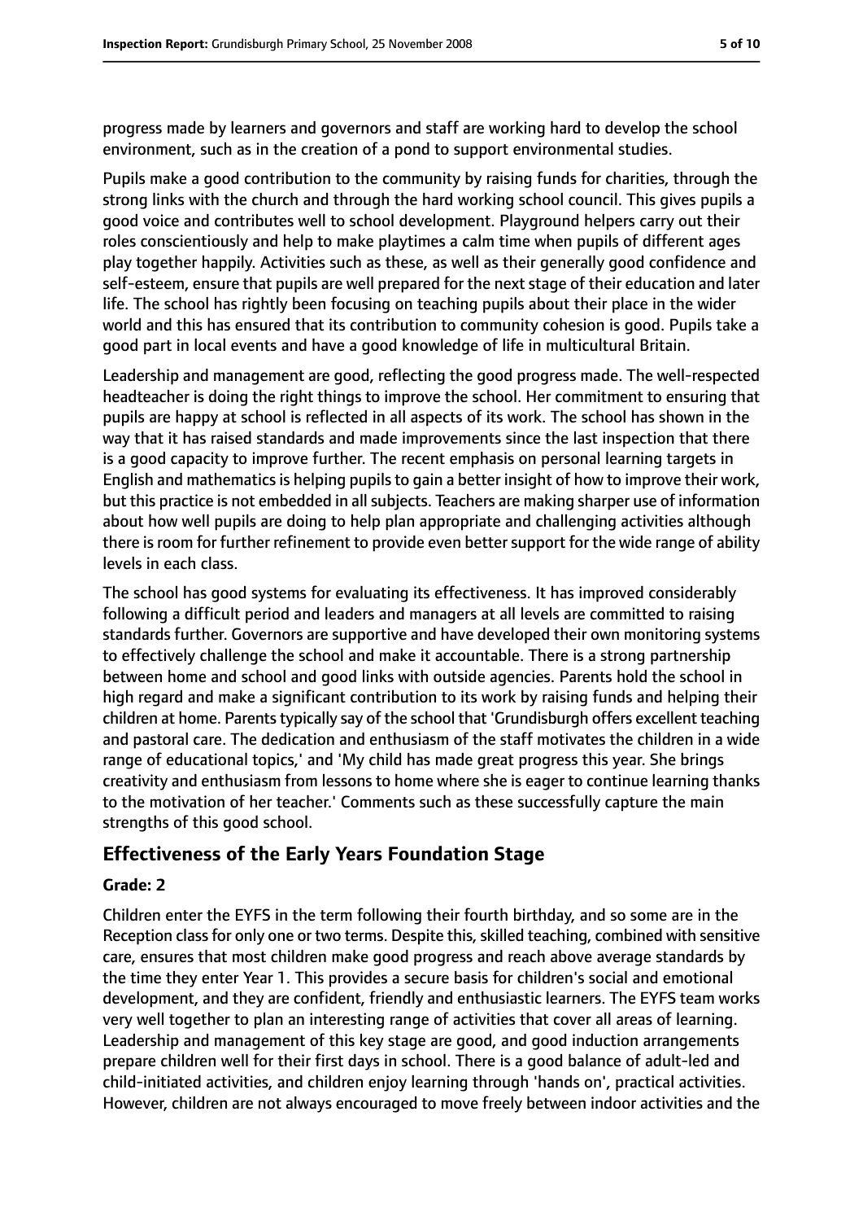progress made by learners and governors and staff are working hard to develop the school environment, such as in the creation of a pond to support environmental studies.

Pupils make a good contribution to the community by raising funds for charities, through the strong links with the church and through the hard working school council. This gives pupils a good voice and contributes well to school development. Playground helpers carry out their roles conscientiously and help to make playtimes a calm time when pupils of different ages play together happily. Activities such as these, as well as their generally good confidence and self-esteem, ensure that pupils are well prepared for the next stage of their education and later life. The school has rightly been focusing on teaching pupils about their place in the wider world and this has ensured that its contribution to community cohesion is good. Pupils take a good part in local events and have a good knowledge of life in multicultural Britain.

Leadership and management are good, reflecting the good progress made. The well-respected headteacher is doing the right things to improve the school. Her commitment to ensuring that pupils are happy at school is reflected in all aspects of its work. The school has shown in the way that it has raised standards and made improvements since the last inspection that there is a good capacity to improve further. The recent emphasis on personal learning targets in English and mathematics is helping pupils to gain a better insight of how to improve their work, but this practice is not embedded in all subjects. Teachers are making sharper use of information about how well pupils are doing to help plan appropriate and challenging activities although there is room for further refinement to provide even better support for the wide range of ability levels in each class.

The school has good systems for evaluating its effectiveness. It has improved considerably following a difficult period and leaders and managers at all levels are committed to raising standards further. Governors are supportive and have developed their own monitoring systems to effectively challenge the school and make it accountable. There is a strong partnership between home and school and good links with outside agencies. Parents hold the school in high regard and make a significant contribution to its work by raising funds and helping their children at home. Parents typically say of the school that 'Grundisburgh offers excellent teaching and pastoral care. The dedication and enthusiasm of the staff motivates the children in a wide range of educational topics,' and 'My child has made great progress this year. She brings creativity and enthusiasm from lessons to home where she is eager to continue learning thanks to the motivation of her teacher.' Comments such as these successfully capture the main strengths of this good school.

## Effectiveness of the Early Years Foundation Stage

**Grade: 2**

Children enter the EYFS in the term following their fourth birthday, and so some are in the Reception class for only one or two terms. Despite this, skilled teaching, combined with sensitive care, ensures that most children make good progress and reach above average standards by the time they enter Year 1. This provides a secure basis for children's social and emotional development, and they are confident, friendly and enthusiastic learners. The EYFS team works very well together to plan an interesting range of activities that cover all areas of learning. Leadership and management of this key stage are good, and good induction arrangements prepare children well for their first days in school. There is a good balance of adult-led and child-initiated activities, and children enjoy learning through 'hands on', practical activities. However, children are not always encouraged to move freely between indoor activities and the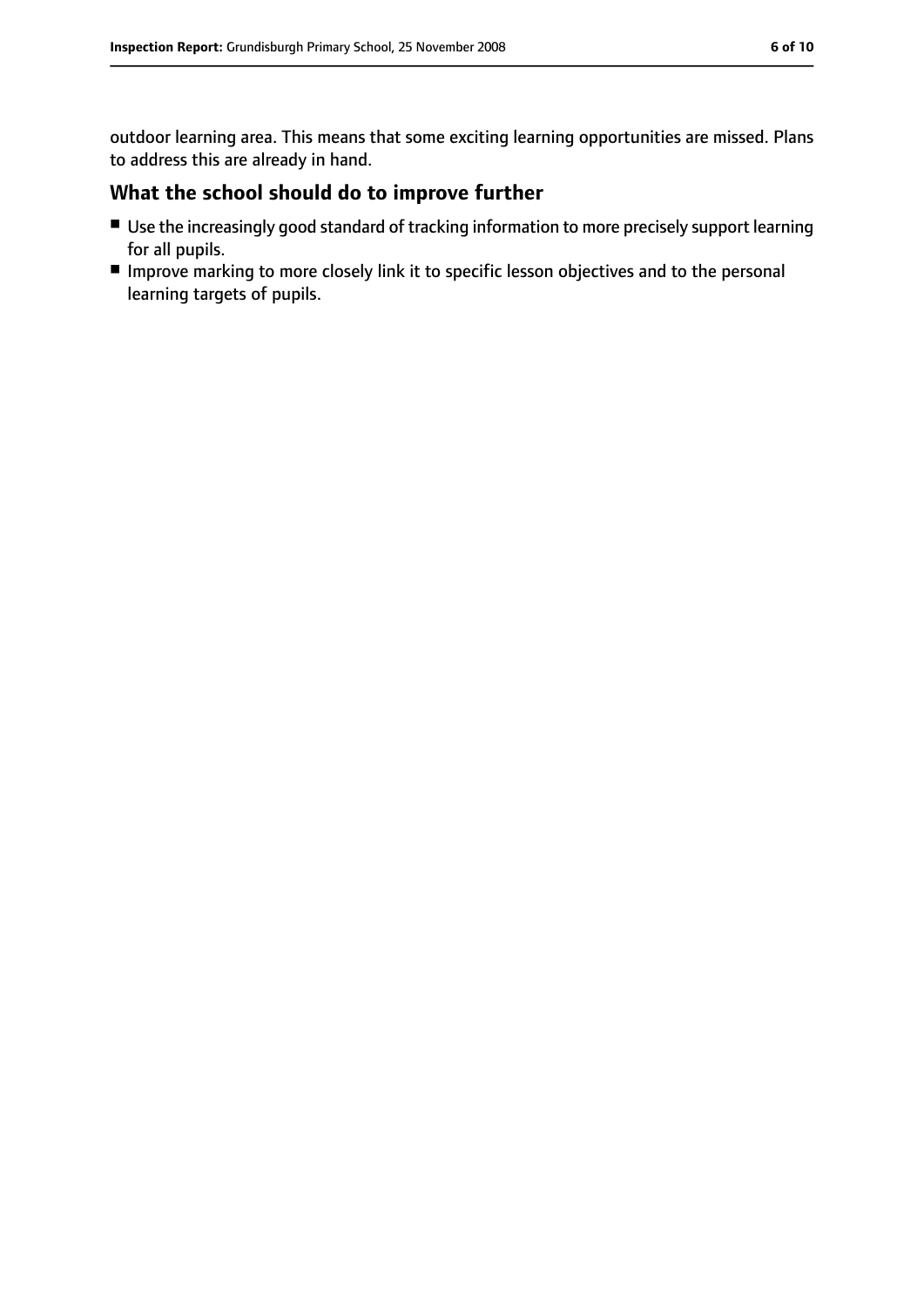outdoor learning area. This means that some exciting learning opportunities are missed. Plans to address this are already in hand.

## What the school should do to improve further

- Use the increasingly good standard of tracking information to more precisely support learning for all pupils.
- Improve marking to more closely link it to specific lesson objectives and to the personal learning targets of pupils.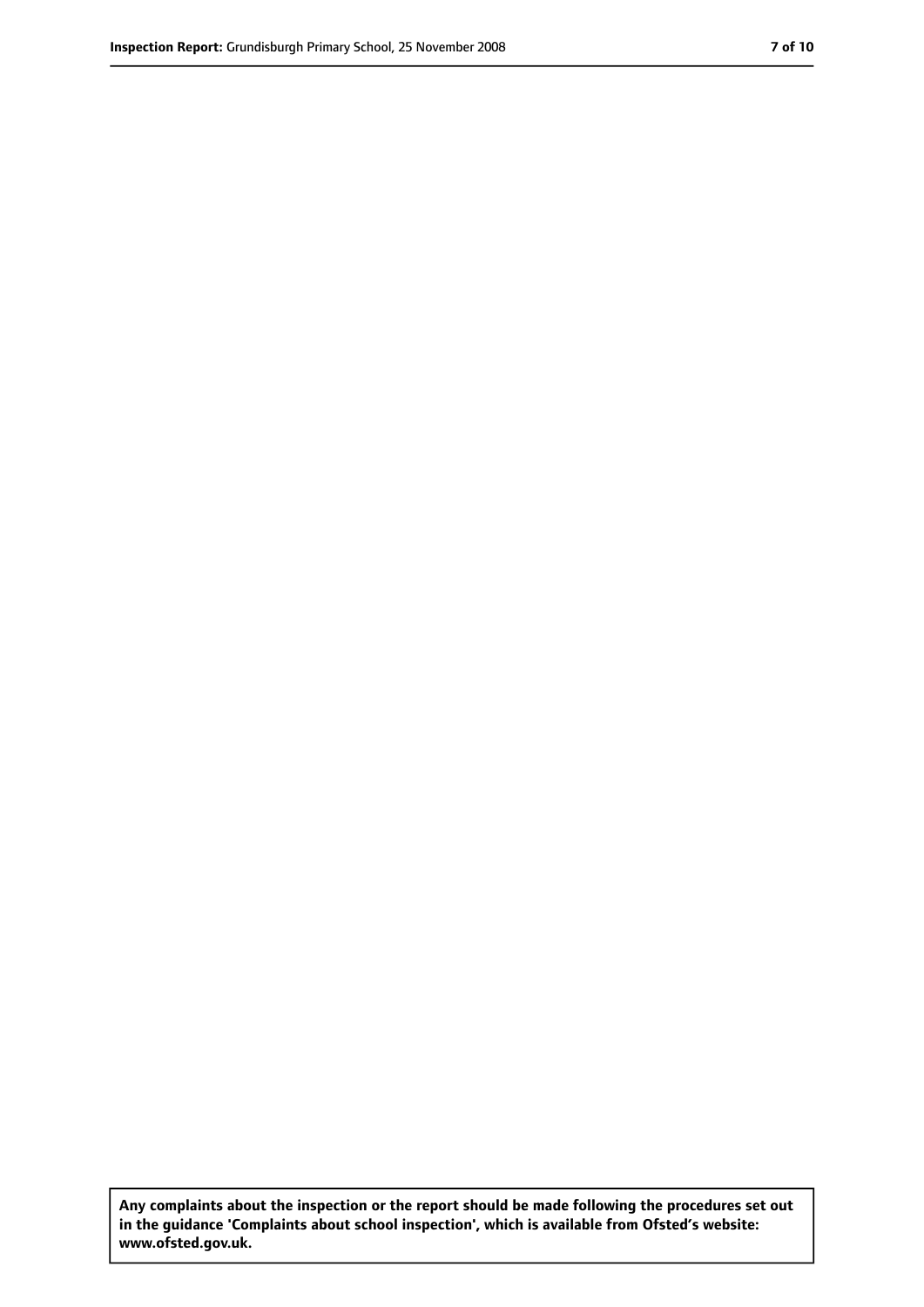**Any complaints about the inspection or the report should be made following the procedures set out in the guidance 'Complaints about school inspection', which is available from Ofsted's website: www.ofsted.gov.uk.**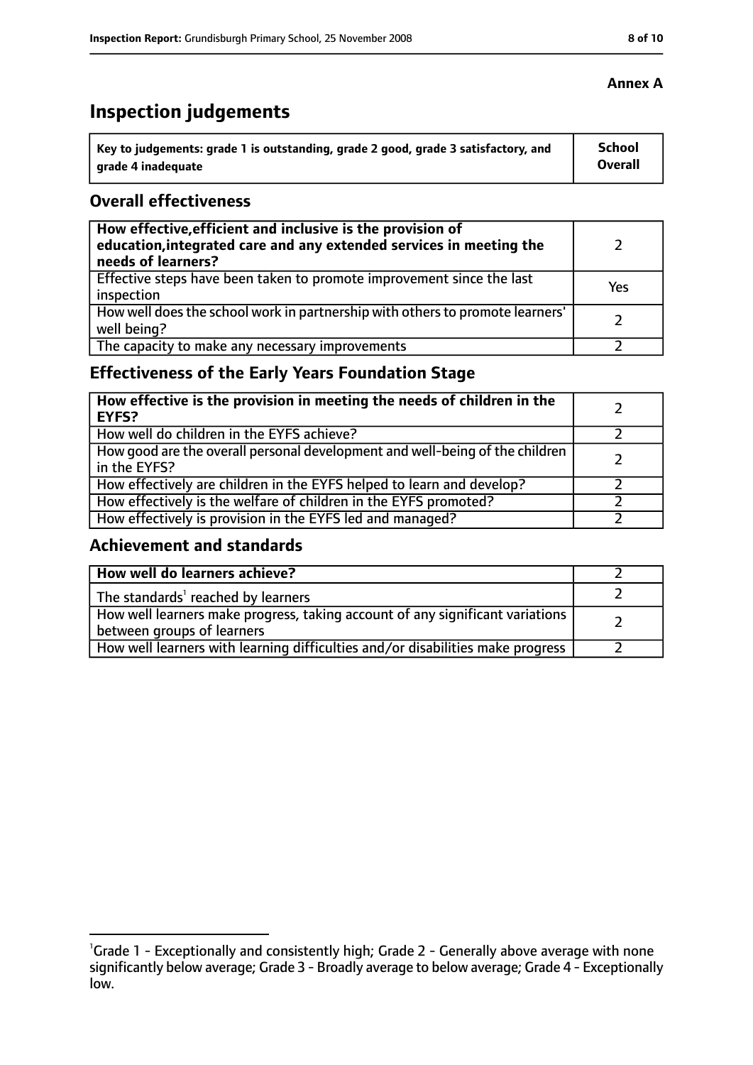**Annex A**

# Inspection judgements

| Key to judgements: grade 1 is outstanding, grade 2 good, grade 3 satisfactory, and grade 4 inadequate | School Overall |
|---|---|

## Overall effectiveness

| | |
|---|---|
| **How effective, efficient and inclusive is the provision of education, integrated care and any extended services in meeting the needs of learners?** | 2 |
| Effective steps have been taken to promote improvement since the last inspection | Yes |
| How well does the school work in partnership with others to promote learners' well being? | 2 |
| The capacity to make any necessary improvements | 2 |

## Effectiveness of the Early Years Foundation Stage

| | |
|---|---|
| **How effective is the provision in meeting the needs of children in the EYFS?** | 2 |
| How well do children in the EYFS achieve? | 2 |
| How good are the overall personal development and well-being of the children in the EYFS? | 2 |
| How effectively are children in the EYFS helped to learn and develop? | 2 |
| How effectively is the welfare of children in the EYFS promoted? | 2 |
| How effectively is provision in the EYFS led and managed? | 2 |

## Achievement and standards

| | |
|---|---|
| **How well do learners achieve?** | 2 |
| The standards[1] reached by learners | 2 |
| How well learners make progress, taking account of any significant variations between groups of learners | 2 |
| How well learners with learning difficulties and/or disabilities make progress | 2 |

[1] Grade 1 - Exceptionally and consistently high; Grade 2 - Generally above average with none significantly below average; Grade 3 - Broadly average to below average; Grade 4 - Exceptionally low.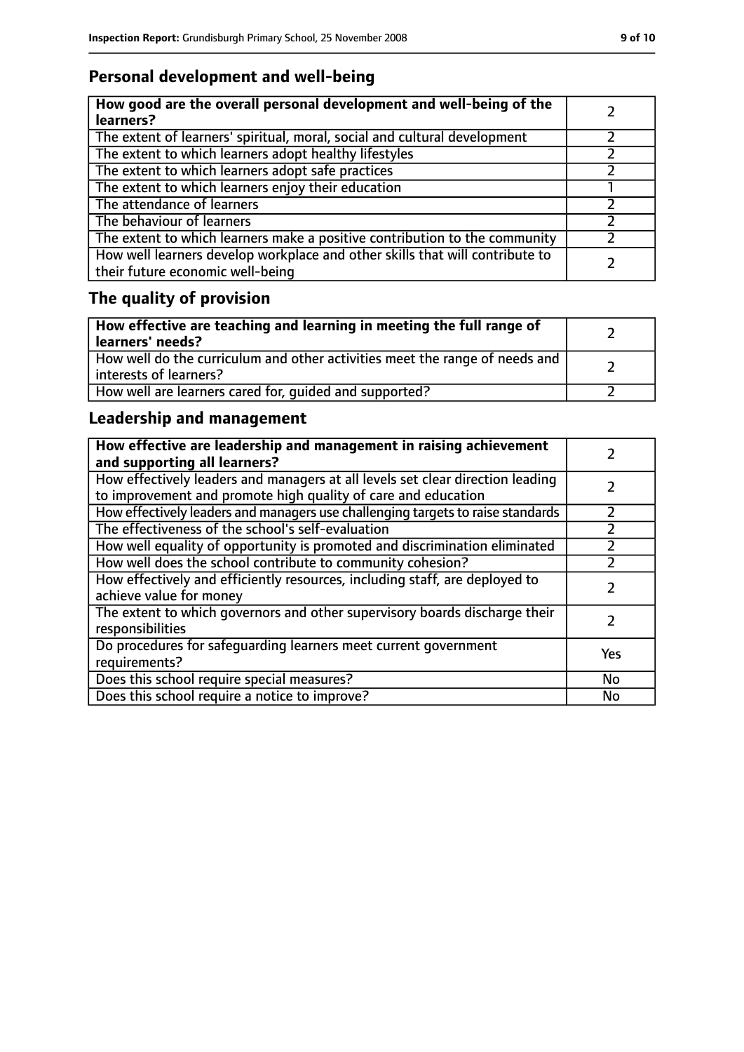## Personal development and well-being

| How good are the overall personal development and well-being of the learners? | 2 |
|---|---|
| The extent of learners' spiritual, moral, social and cultural development | 2 |
| The extent to which learners adopt healthy lifestyles | 2 |
| The extent to which learners adopt safe practices | 2 |
| The extent to which learners enjoy their education | 1 |
| The attendance of learners | 2 |
| The behaviour of learners | 2 |
| The extent to which learners make a positive contribution to the community | 2 |
| How well learners develop workplace and other skills that will contribute to their future economic well-being | 2 |

## The quality of provision

| How effective are teaching and learning in meeting the full range of learners' needs? | 2 |
|---|---|
| How well do the curriculum and other activities meet the range of needs and interests of learners? | 2 |
| How well are learners cared for, guided and supported? | 2 |

## Leadership and management

| How effective are leadership and management in raising achievement and supporting all learners? | 2 |
|---|---|
| How effectively leaders and managers at all levels set clear direction leading to improvement and promote high quality of care and education | 2 |
| How effectively leaders and managers use challenging targets to raise standards | 2 |
| The effectiveness of the school's self-evaluation | 2 |
| How well equality of opportunity is promoted and discrimination eliminated | 2 |
| How well does the school contribute to community cohesion? | 2 |
| How effectively and efficiently resources, including staff, are deployed to achieve value for money | 2 |
| The extent to which governors and other supervisory boards discharge their responsibilities | 2 |
| Do procedures for safeguarding learners meet current government requirements? | Yes |
| Does this school require special measures? | No |
| Does this school require a notice to improve? | No |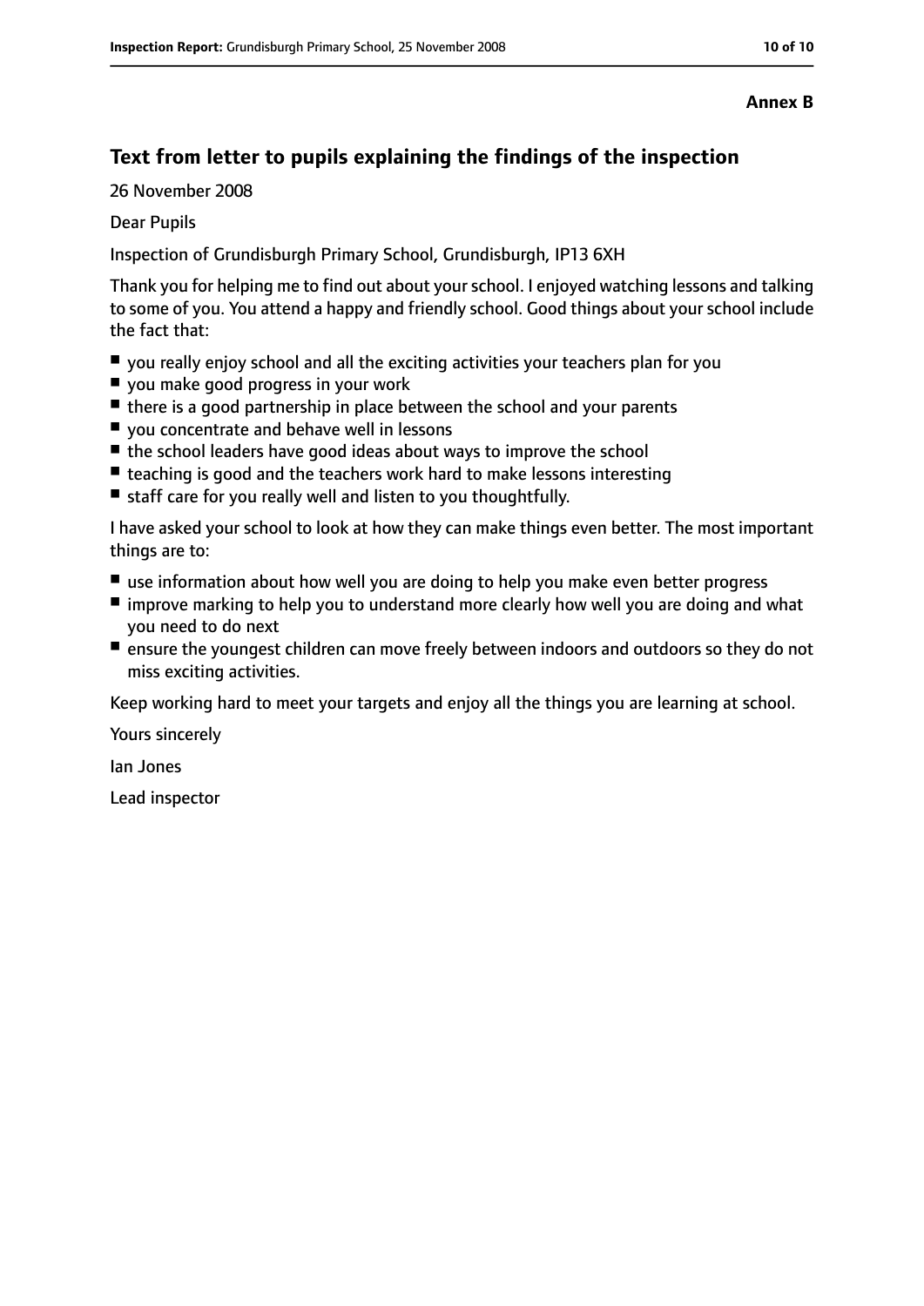**Annex B**

## Text from letter to pupils explaining the findings of the inspection

26 November 2008

Dear Pupils

Inspection of Grundisburgh Primary School, Grundisburgh, IP13 6XH

Thank you for helping me to find out about your school. I enjoyed watching lessons and talking to some of you. You attend a happy and friendly school. Good things about your school include the fact that:

- you really enjoy school and all the exciting activities your teachers plan for you
- you make good progress in your work
- there is a good partnership in place between the school and your parents
- you concentrate and behave well in lessons
- the school leaders have good ideas about ways to improve the school
- teaching is good and the teachers work hard to make lessons interesting
- staff care for you really well and listen to you thoughtfully.

I have asked your school to look at how they can make things even better. The most important things are to:

- use information about how well you are doing to help you make even better progress
- improve marking to help you to understand more clearly how well you are doing and what you need to do next
- ensure the youngest children can move freely between indoors and outdoors so they do not miss exciting activities.

Keep working hard to meet your targets and enjoy all the things you are learning at school.

Yours sincerely

Ian Jones

Lead inspector